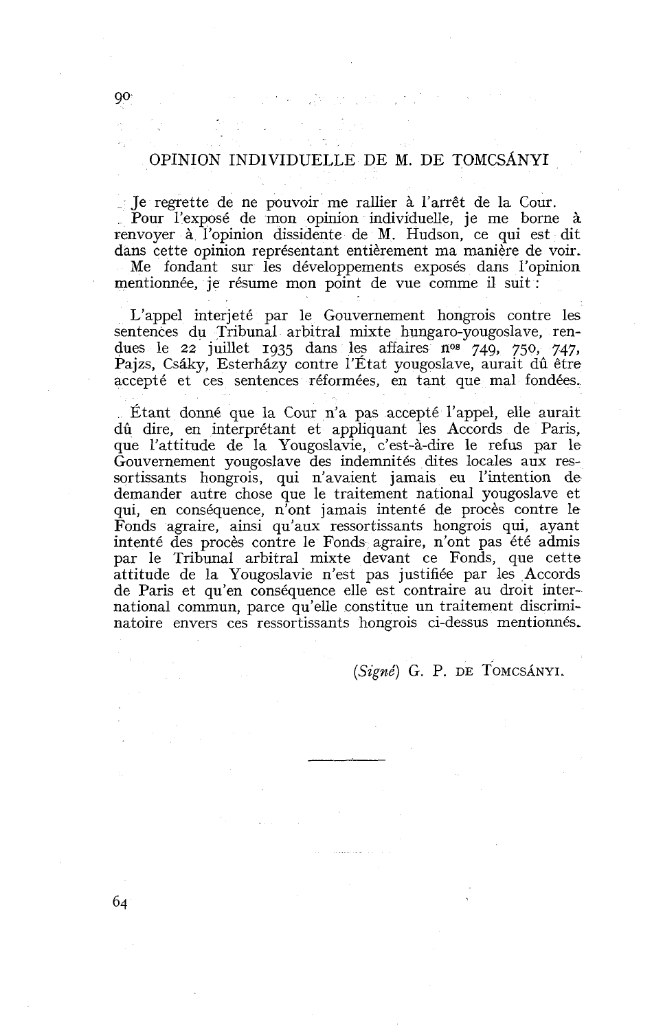## OPINION INDIVIDUELLE DE M. DE TOMCSÁNYI

Je regrette de ne pouvoir me rallier à l'arrêt de la Cour.

Pour l'exposé de mon opinion individuelle, je me borne à renvoyer à l'opinion dissidente de M. Hudson, ce qui est dit dans cette opinion représentant entièrement ma manière de voir.

Me fondant sur les développements exposés dans l'opinion mentionnée, je résume mon point de vue comme il suit :

L'appel interjeté par le Gouvernement hongrois contre les sentences du Tribunal arbitral mixte hungaro-yougoslave, rendues le 22 juillet 1935 dans les affaires nos 749, 750, 747, Pajzs, Csáky, Esterházy contre l'État yougoslave, aurait dû être accepté et ces sentences réformées, en tant que mal fondées.

Étant donné que la Cour n'a pas accepté l'appel, elle aurait dû dire, en interprétant et appliquant les Accords de Paris, que l'attitude de la Yougoslavie, c'est-à-dire le refus par le Gouvernement yougoslave des indemnités dites locales aux ressortissants hongrois, qui n'avaient jamais eu l'intention de demander autre chose que le traitement national yougoslave et qui, en conséquence, n'ont jamais intenté de procès contre le Fonds agraire, ainsi qu'aux ressortissants hongrois qui, ayant intenté des procès contre le Fonds agraire, n'ont pas été admis par le Tribunal arbitral mixte devant ce Fonds, que cette attitude de la Yougoslavie n'est pas justifiée par les Accords de Paris et qu'en conséquence elle est contraire au droit international commun, parce qu'elle constitue un traitement discriminatoire envers ces ressortissants hongrois ci-dessus mentionnés.

(*Signé*) G. P. DE TOMCSÁNYI.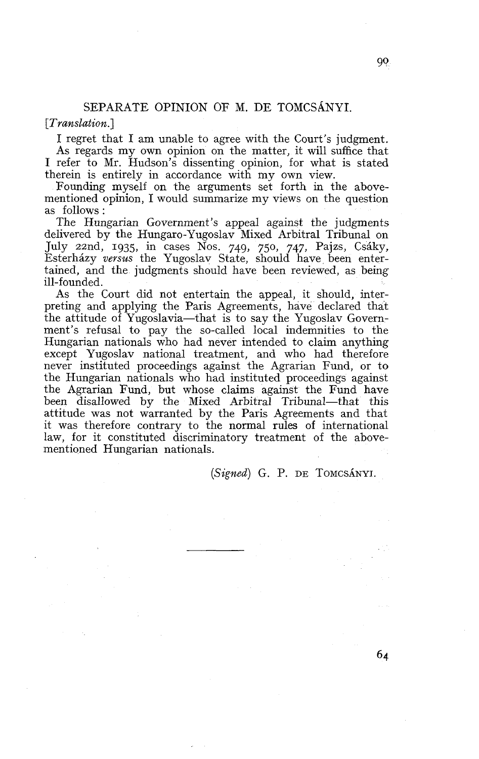## SEPARATE OPINION OF M. DE TOMCSÁNYI.

*[Translation.]*

I regret that I am unable to agree with the Court's judgment.

As regards my own opinion on the matter, it will suffice that I refer to Mr. Hudson's dissenting opinion, for what is stated therein is entirely in accordance with my own view.

Founding myself on the arguments set forth in the above-mentioned opinion, I would summarize my views on the question as follows:

The Hungarian Government's appeal against the judgments delivered by the Hungaro-Yugoslav Mixed Arbitral Tribunal on July 22nd, 1935, in cases Nos. 749, 750, 747, Pajzs, Csáky, Esterházy *versus* the Yugoslav State, should have been entertained, and the judgments should have been reviewed, as being ill-founded.

As the Court did not entertain the appeal, it should, interpreting and applying the Paris Agreements, have declared that the attitude of Yugoslavia—that is to say the Yugoslav Government's refusal to pay the so-called local indemnities to the Hungarian nationals who had never intended to claim anything except Yugoslav national treatment, and who had therefore never instituted proceedings against the Agrarian Fund, or to the Hungarian nationals who had instituted proceedings against the Agrarian Fund, but whose claims against the Fund have been disallowed by the Mixed Arbitral Tribunal—that this attitude was not warranted by the Paris Agreements and that it was therefore contrary to the normal rules of international law, for it constituted discriminatory treatment of the above-mentioned Hungarian nationals.

(*Signed*) G. P. DE TOMCSÁNYI.